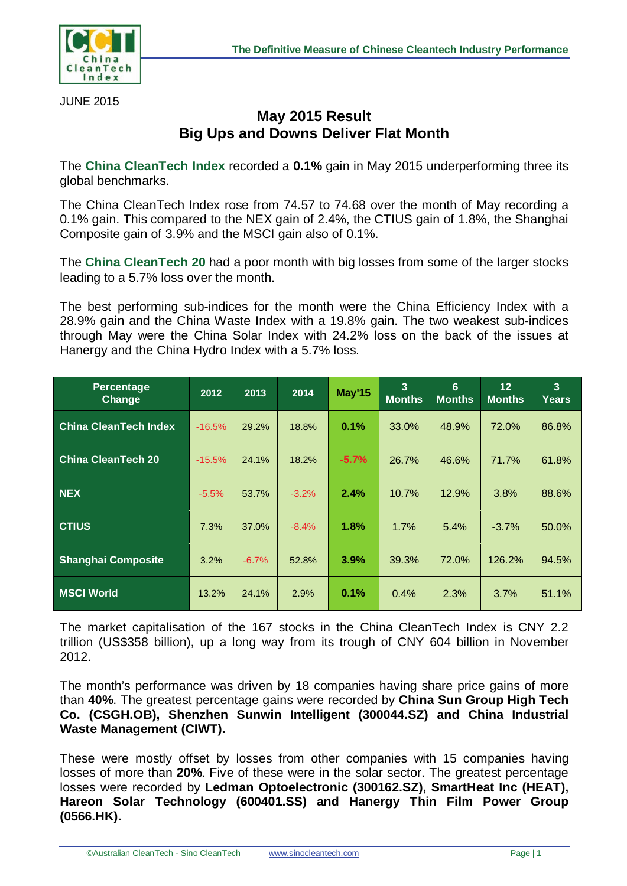JUNE 2015

# May 2015 Result
# Big Ups and Downs Deliver Flat Month

The **China CleanTech Index** recorded a **0.1%** gain in May 2015 underperforming three its global benchmarks.

The China CleanTech Index rose from 74.57 to 74.68 over the month of May recording a 0.1% gain. This compared to the NEX gain of 2.4%, the CTIUS gain of 1.8%, the Shanghai Composite gain of 3.9% and the MSCI gain also of 0.1%.

The **China CleanTech 20** had a poor month with big losses from some of the larger stocks leading to a 5.7% loss over the month.

The best performing sub-indices for the month were the China Efficiency Index with a 28.9% gain and the China Waste Index with a 19.8% gain. The two weakest sub-indices through May were the China Solar Index with 24.2% loss on the back of the issues at Hanergy and the China Hydro Index with a 5.7% loss.

| Percentage Change | 2012 | 2013 | 2014 | May'15 | 3 Months | 6 Months | 12 Months | 3 Years |
|---|---|---|---|---|---|---|---|---|
| China CleanTech Index | -16.5% | 29.2% | 18.8% | **0.1%** | 33.0% | 48.9% | 72.0% | 86.8% |
| China CleanTech 20 | -15.5% | 24.1% | 18.2% | **-5.7%** | 26.7% | 46.6% | 71.7% | 61.8% |
| NEX | -5.5% | 53.7% | -3.2% | **2.4%** | 10.7% | 12.9% | 3.8% | 88.6% |
| CTIUS | 7.3% | 37.0% | -8.4% | **1.8%** | 1.7% | 5.4% | -3.7% | 50.0% |
| Shanghai Composite | 3.2% | -6.7% | 52.8% | **3.9%** | 39.3% | 72.0% | 126.2% | 94.5% |
| MSCI World | 13.2% | 24.1% | 2.9% | **0.1%** | 0.4% | 2.3% | 3.7% | 51.1% |

The market capitalisation of the 167 stocks in the China CleanTech Index is CNY 2.2 trillion (US$358 billion), up a long way from its trough of CNY 604 billion in November 2012.

The month's performance was driven by 18 companies having share price gains of more than **40%**. The greatest percentage gains were recorded by **China Sun Group High Tech Co. (CSGH.OB), Shenzhen Sunwin Intelligent (300044.SZ) and China Industrial Waste Management (CIWT).**

These were mostly offset by losses from other companies with 15 companies having losses of more than **20%**. Five of these were in the solar sector. The greatest percentage losses were recorded by **Ledman Optoelectronic (300162.SZ), SmartHeat Inc (HEAT), Hareon Solar Technology (600401.SS) and Hanergy Thin Film Power Group (0566.HK).**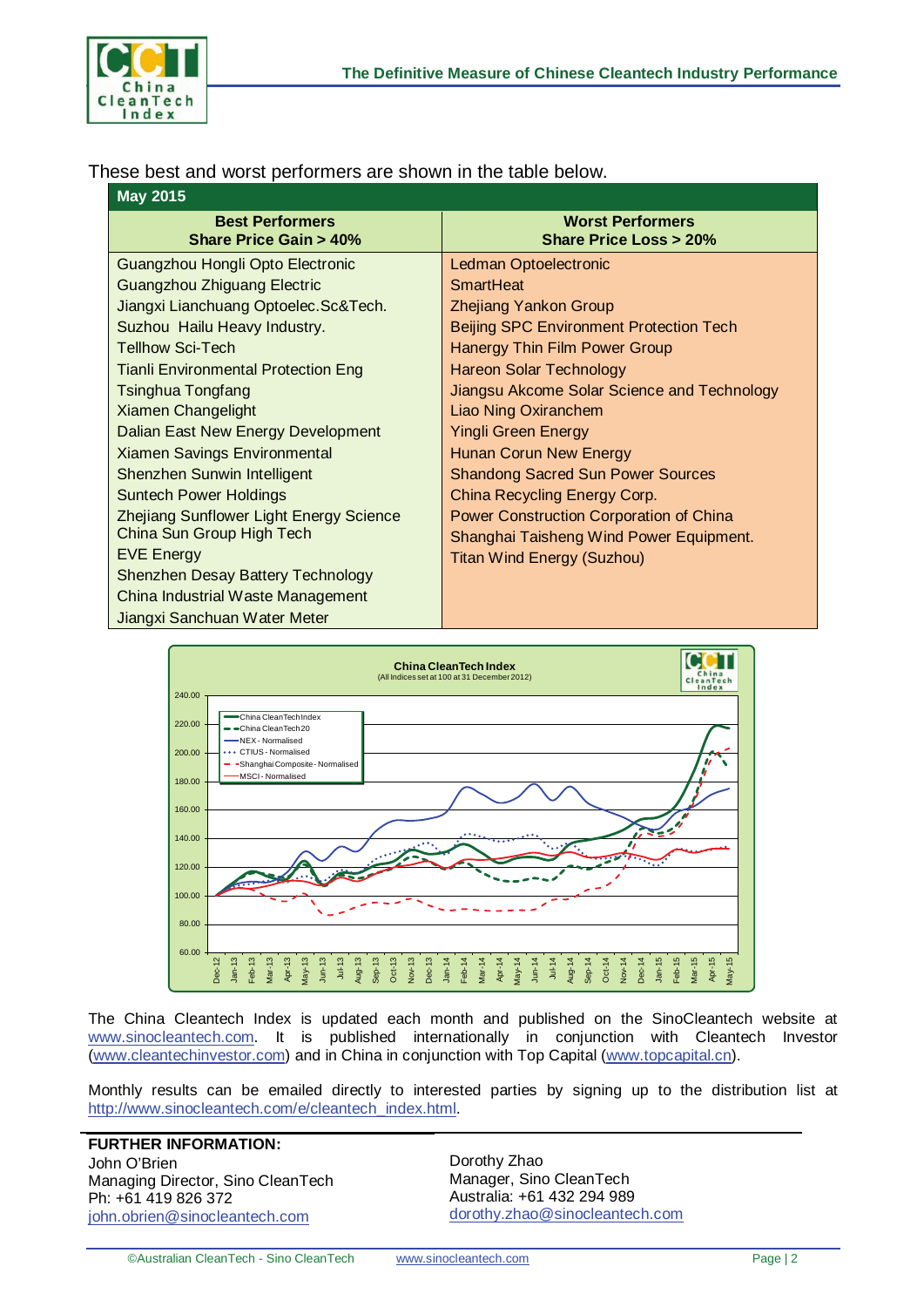These best and worst performers are shown in the table below.

| May 2015 | |
|---|---|
| **Best Performers Share Price Gain > 40%** | **Worst Performers Share Price Loss > 20%** |
| Guangzhou Hongli Opto Electronic | Ledman Optoelectronic |
| Guangzhou Zhiguang Electric | SmartHeat |
| Jiangxi Lianchuang Optoelec.Sc&Tech. | Zhejiang Yankon Group |
| Suzhou Hailu Heavy Industry. | Beijing SPC Environment Protection Tech |
| Tellhow Sci-Tech | Hanergy Thin Film Power Group |
| Tianli Environmental Protection Eng | Hareon Solar Technology |
| Tsinghua Tongfang | Jiangsu Akcome Solar Science and Technology |
| Xiamen Changelight | Liao Ning Oxiranchem |
| Dalian East New Energy Development | Yingli Green Energy |
| Xiamen Savings Environmental | Hunan Corun New Energy |
| Shenzhen Sunwin Intelligent | Shandong Sacred Sun Power Sources |
| Suntech Power Holdings | China Recycling Energy Corp. |
| Zhejiang Sunflower Light Energy Science | Power Construction Corporation of China |
| China Sun Group High Tech | Shanghai Taisheng Wind Power Equipment. |
| EVE Energy | Titan Wind Energy (Suzhou) |
| Shenzhen Desay Battery Technology | |
| China Industrial Waste Management | |
| Jiangxi Sanchuan Water Meter | |

China CleanTech Index
(All Indices set at 100 at 31 December 2012)

China CleanTech Index
China CleanTech 20
NEX - Normalised
CTIUS - Normalised
Shanghai Composite - Normalised
MSCI - Normalised

240.00
220.00
200.00
180.00
160.00
140.00
120.00
100.00
80.00
60.00

Dec-12 Jan-13 Feb-13 Mar-13 Apr-13 May-13 Jun-13 Jul-13 Aug-13 Sep-13 Oct-13 Nov-13 Dec-13 Jan-14 Feb-14 Mar-14 Apr-14 May-14 Jun-14 Jul-14 Aug-14 Sep-14 Oct-14 Nov-14 Dec-14 Jan-15 Feb-15 Mar-15 Apr-15 May-15

The China Cleantech Index is updated each month and published on the SinoCleantech website at www.sinocleantech.com. It is published internationally in conjunction with Cleantech Investor (www.cleantechinvestor.com) and in China in conjunction with Top Capital (www.topcapital.cn).

Monthly results can be emailed directly to interested parties by signing up to the distribution list at http://www.sinocleantech.com/e/cleantech_index.html.

**FURTHER INFORMATION:**

John O'Brien
Managing Director, Sino CleanTech
Ph: +61 419 826 372
john.obrien@sinocleantech.com

Dorothy Zhao
Manager, Sino CleanTech
Australia: +61 432 294 989
dorothy.zhao@sinocleantech.com